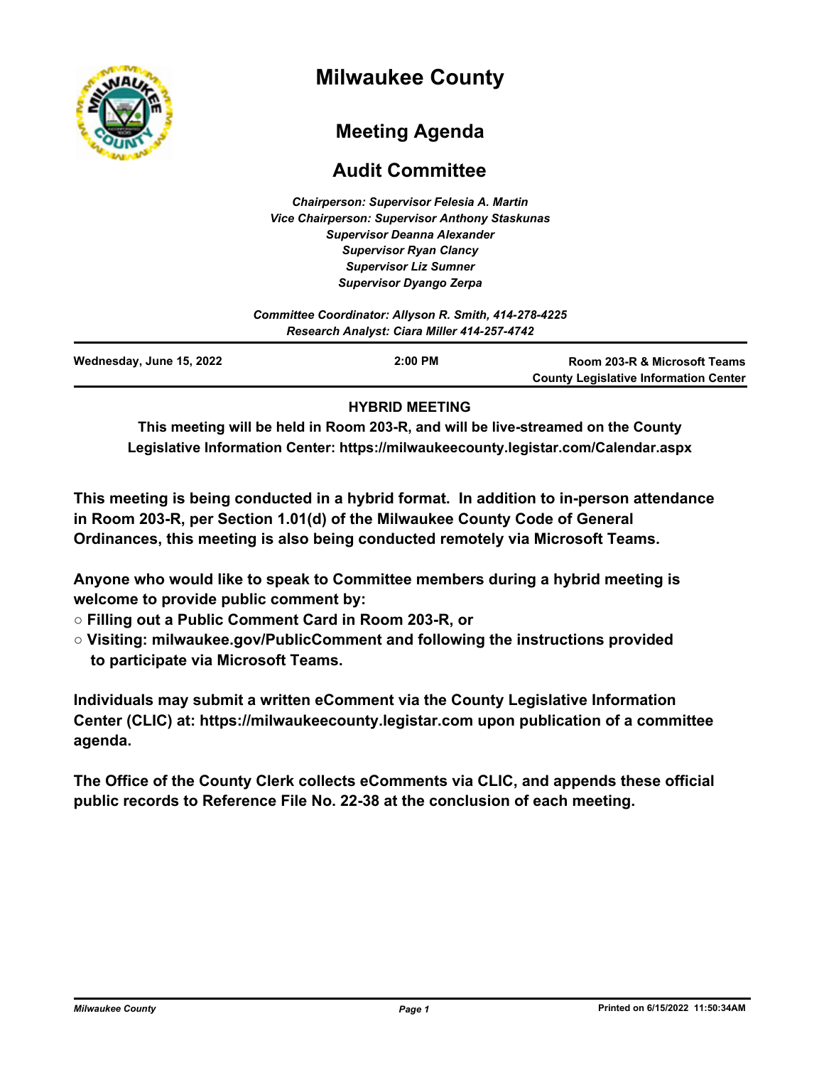# Milwaukee County

## Meeting Agenda

## Audit Committee

*Chairperson: Supervisor Felesia A. Martin*
*Vice Chairperson: Supervisor Anthony Staskunas*
*Supervisor Deanna Alexander*
*Supervisor Ryan Clancy*
*Supervisor Liz Sumner*
*Supervisor Dyango Zerpa*

*Committee Coordinator: Allyson R. Smith, 414-278-4225*
*Research Analyst: Ciara Miller 414-257-4742*

| Wednesday, June 15, 2022 | 2:00 PM | Room 203-R & Microsoft Teams<br>County Legislative Information Center |
|---|---|---|

**HYBRID MEETING**

**This meeting will be held in Room 203-R, and will be live-streamed on the County Legislative Information Center: https://milwaukeecounty.legistar.com/Calendar.aspx**

**This meeting is being conducted in a hybrid format. In addition to in-person attendance in Room 203-R, per Section 1.01(d) of the Milwaukee County Code of General Ordinances, this meeting is also being conducted remotely via Microsoft Teams.**

**Anyone who would like to speak to Committee members during a hybrid meeting is welcome to provide public comment by:**

- **Filling out a Public Comment Card in Room 203-R, or**
- **Visiting: milwaukee.gov/PublicComment and following the instructions provided to participate via Microsoft Teams.**

**Individuals may submit a written eComment via the County Legislative Information Center (CLIC) at: https://milwaukeecounty.legistar.com upon publication of a committee agenda.**

**The Office of the County Clerk collects eComments via CLIC, and appends these official public records to Reference File No. 22-38 at the conclusion of each meeting.**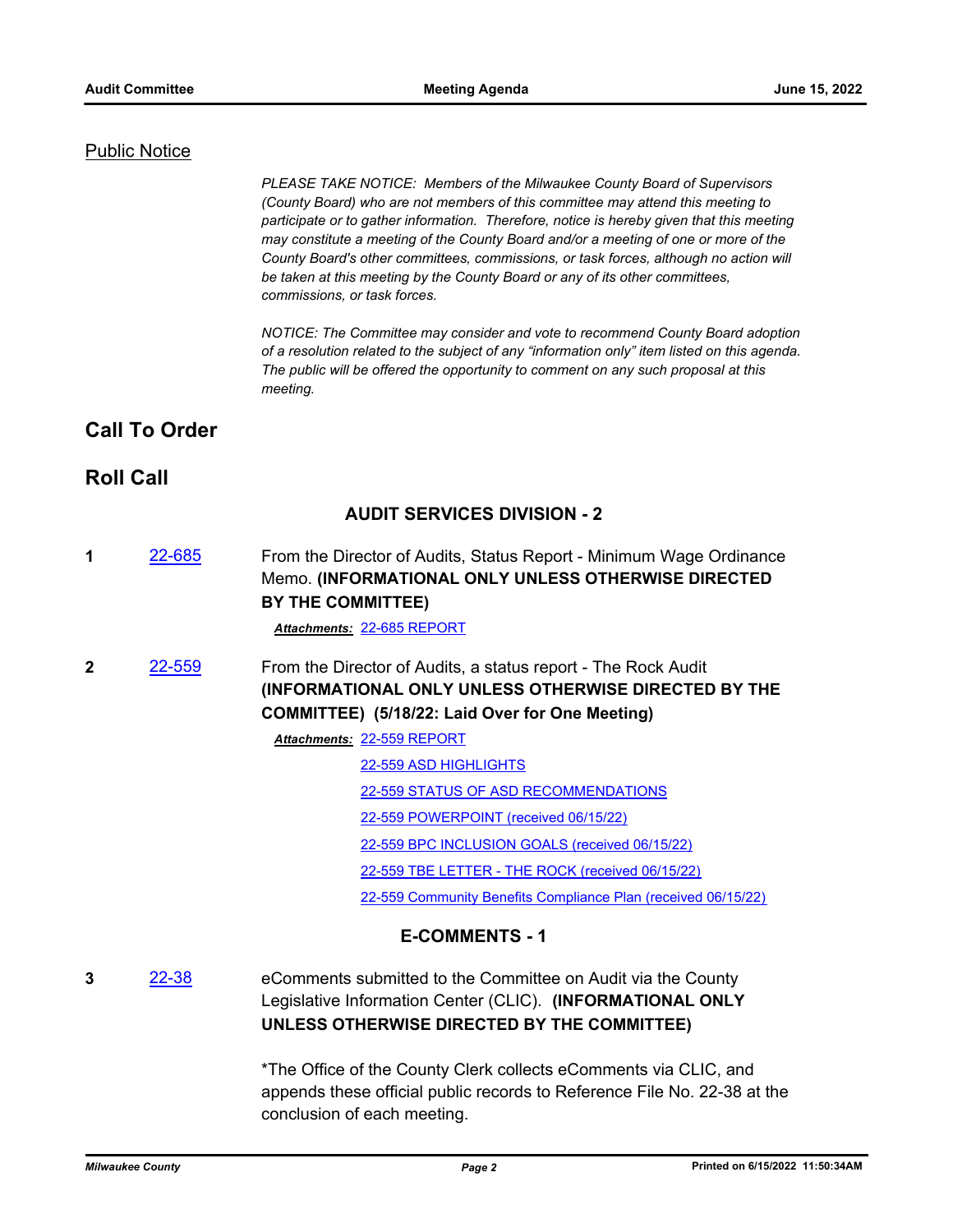## Public Notice

*PLEASE TAKE NOTICE: Members of the Milwaukee County Board of Supervisors (County Board) who are not members of this committee may attend this meeting to participate or to gather information. Therefore, notice is hereby given that this meeting may constitute a meeting of the County Board and/or a meeting of one or more of the County Board's other committees, commissions, or task forces, although no action will be taken at this meeting by the County Board or any of its other committees, commissions, or task forces.*

*NOTICE: The Committee may consider and vote to recommend County Board adoption of a resolution related to the subject of any "information only" item listed on this agenda. The public will be offered the opportunity to comment on any such proposal at this meeting.*

## Call To Order

## Roll Call

### AUDIT SERVICES DIVISION - 2

**1** 22-685 From the Director of Audits, Status Report - Minimum Wage Ordinance Memo. **(INFORMATIONAL ONLY UNLESS OTHERWISE DIRECTED BY THE COMMITTEE)**

***Attachments:*** 22-685 REPORT

**2** 22-559 From the Director of Audits, a status report - The Rock Audit **(INFORMATIONAL ONLY UNLESS OTHERWISE DIRECTED BY THE COMMITTEE) (5/18/22: Laid Over for One Meeting)**

***Attachments:*** 22-559 REPORT
22-559 ASD HIGHLIGHTS
22-559 STATUS OF ASD RECOMMENDATIONS
22-559 POWERPOINT (received 06/15/22)
22-559 BPC INCLUSION GOALS (received 06/15/22)
22-559 TBE LETTER - THE ROCK (received 06/15/22)
22-559 Community Benefits Compliance Plan (received 06/15/22)

### E-COMMENTS - 1

**3** 22-38 eComments submitted to the Committee on Audit via the County Legislative Information Center (CLIC). **(INFORMATIONAL ONLY UNLESS OTHERWISE DIRECTED BY THE COMMITTEE)**

*The Office of the County Clerk collects eComments via CLIC, and appends these official public records to Reference File No. 22-38 at the conclusion of each meeting.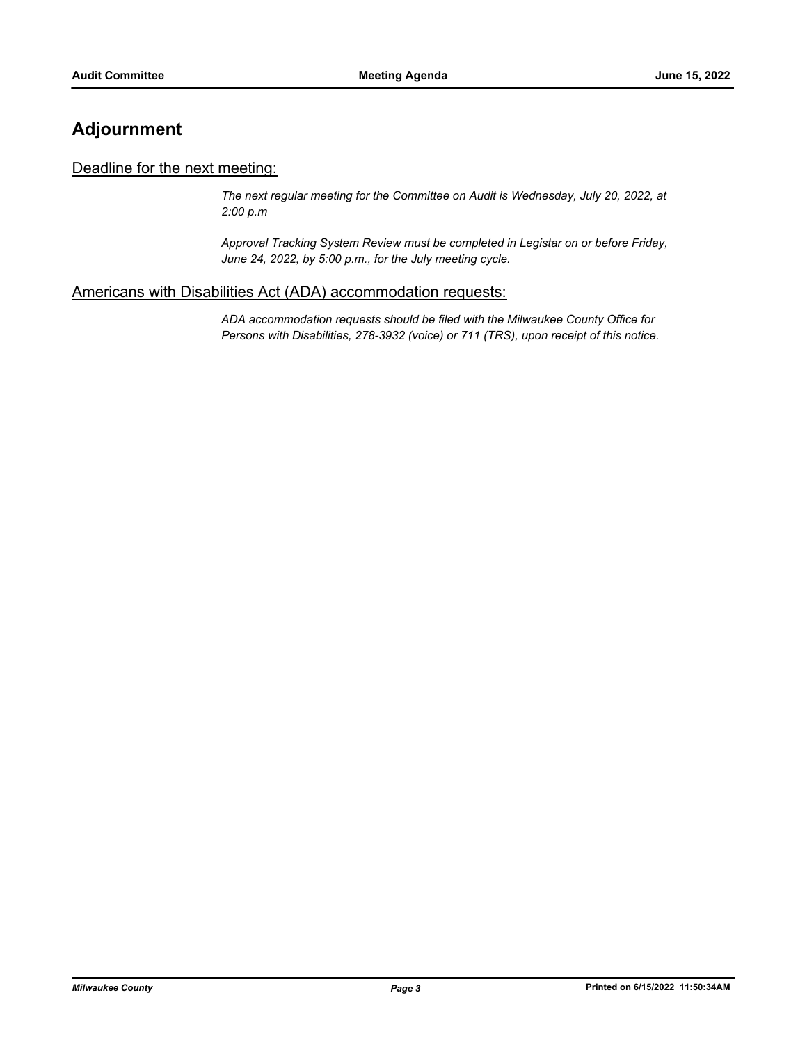# Adjournment

## Deadline for the next meeting:

*The next regular meeting for the Committee on Audit is Wednesday, July 20, 2022, at 2:00 p.m*

*Approval Tracking System Review must be completed in Legistar on or before Friday, June 24, 2022, by 5:00 p.m., for the July meeting cycle.*

## Americans with Disabilities Act (ADA) accommodation requests:

*ADA accommodation requests should be filed with the Milwaukee County Office for Persons with Disabilities, 278-3932 (voice) or 711 (TRS), upon receipt of this notice.*